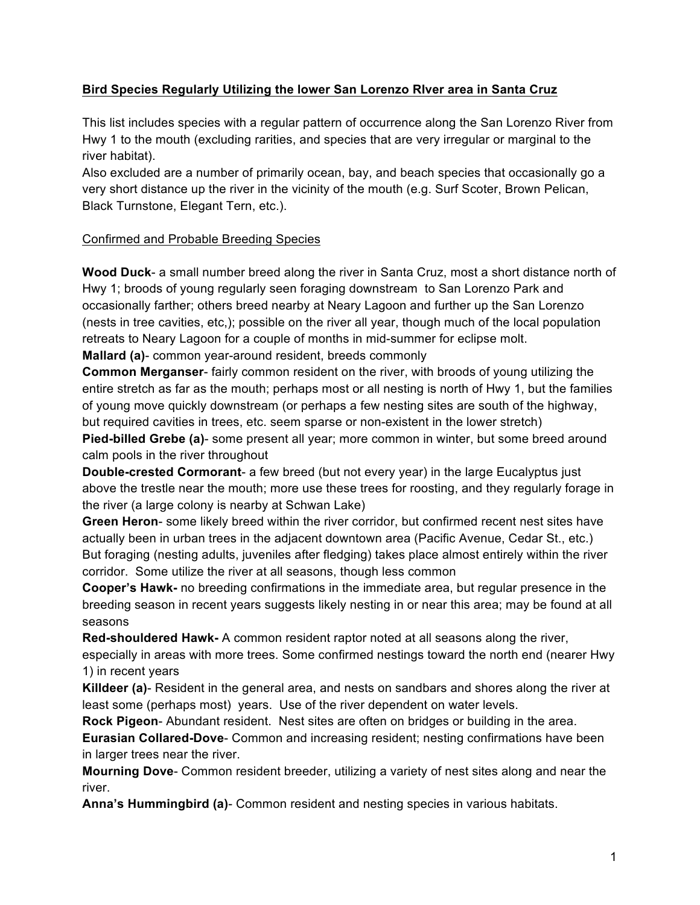**Bird Species Regularly Utilizing the lower San Lorenzo RIver area in Santa Cruz**

This list includes species with a regular pattern of occurrence along the San Lorenzo River from Hwy 1 to the mouth (excluding rarities, and species that are very irregular or marginal to the river habitat).
Also excluded are a number of primarily ocean, bay, and beach species that occasionally go a very short distance up the river in the vicinity of the mouth (e.g. Surf Scoter, Brown Pelican, Black Turnstone, Elegant Tern, etc.).

Confirmed and Probable Breeding Species

**Wood Duck**- a small number breed along the river in Santa Cruz, most a short distance north of Hwy 1; broods of young regularly seen foraging downstream to San Lorenzo Park and occasionally farther; others breed nearby at Neary Lagoon and further up the San Lorenzo (nests in tree cavities, etc,); possible on the river all year, though much of the local population retreats to Neary Lagoon for a couple of months in mid-summer for eclipse molt.
**Mallard (a)**- common year-around resident, breeds commonly
**Common Merganser**- fairly common resident on the river, with broods of young utilizing the entire stretch as far as the mouth; perhaps most or all nesting is north of Hwy 1, but the families of young move quickly downstream (or perhaps a few nesting sites are south of the highway, but required cavities in trees, etc. seem sparse or non-existent in the lower stretch)
**Pied-billed Grebe (a)**- some present all year; more common in winter, but some breed around calm pools in the river throughout
**Double-crested Cormorant**- a few breed (but not every year) in the large Eucalyptus just above the trestle near the mouth; more use these trees for roosting, and they regularly forage in the river (a large colony is nearby at Schwan Lake)
**Green Heron**- some likely breed within the river corridor, but confirmed recent nest sites have actually been in urban trees in the adjacent downtown area (Pacific Avenue, Cedar St., etc.) But foraging (nesting adults, juveniles after fledging) takes place almost entirely within the river corridor. Some utilize the river at all seasons, though less common
**Cooper's Hawk-** no breeding confirmations in the immediate area, but regular presence in the breeding season in recent years suggests likely nesting in or near this area; may be found at all seasons
**Red-shouldered Hawk-** A common resident raptor noted at all seasons along the river, especially in areas with more trees. Some confirmed nestings toward the north end (nearer Hwy 1) in recent years
**Killdeer (a)**- Resident in the general area, and nests on sandbars and shores along the river at least some (perhaps most) years. Use of the river dependent on water levels.
**Rock Pigeon**- Abundant resident. Nest sites are often on bridges or building in the area.
**Eurasian Collared-Dove**- Common and increasing resident; nesting confirmations have been in larger trees near the river.
**Mourning Dove**- Common resident breeder, utilizing a variety of nest sites along and near the river.
**Anna's Hummingbird (a)**- Common resident and nesting species in various habitats.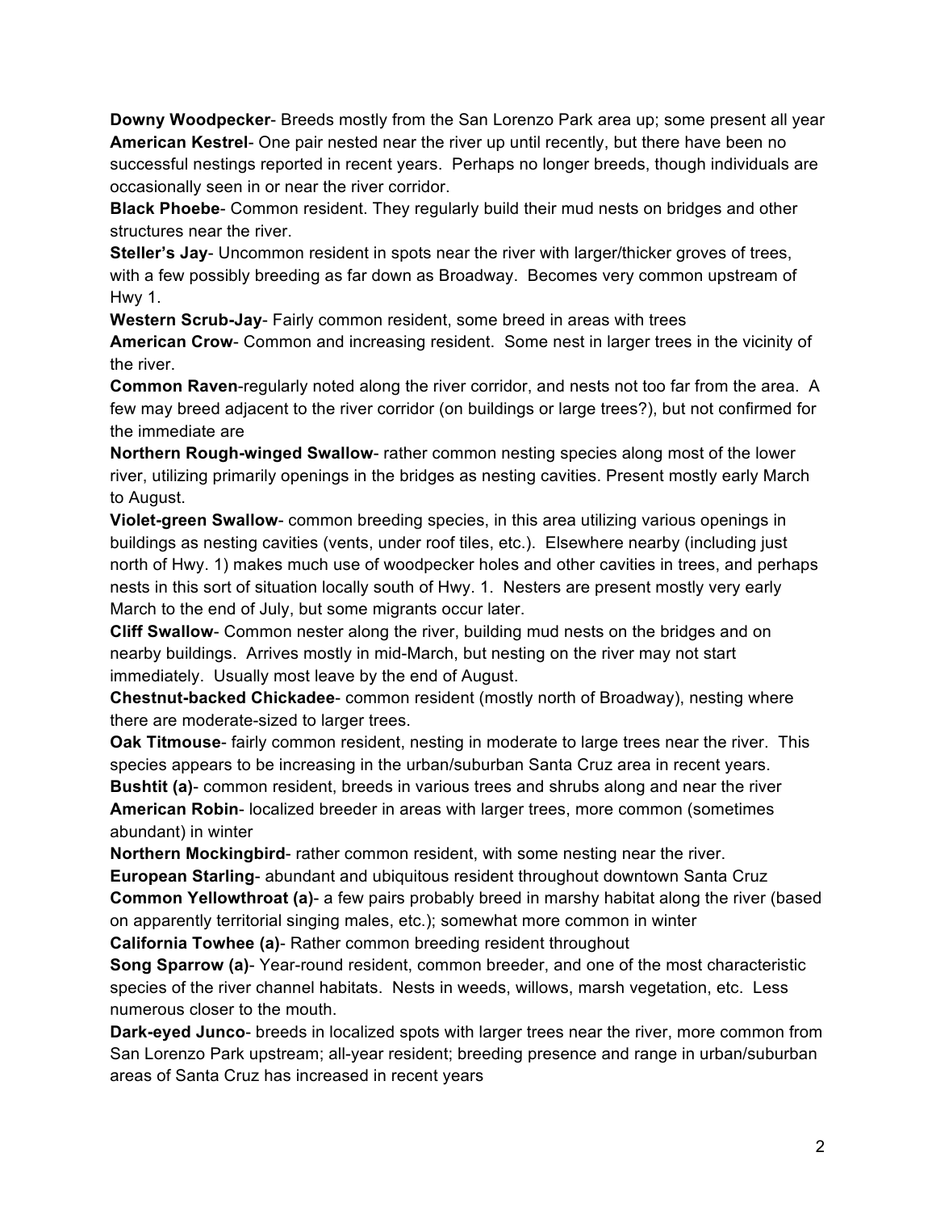**Downy Woodpecker**- Breeds mostly from the San Lorenzo Park area up; some present all year

**American Kestrel**- One pair nested near the river up until recently, but there have been no successful nestings reported in recent years. Perhaps no longer breeds, though individuals are occasionally seen in or near the river corridor.

**Black Phoebe**- Common resident. They regularly build their mud nests on bridges and other structures near the river.

**Steller's Jay**- Uncommon resident in spots near the river with larger/thicker groves of trees, with a few possibly breeding as far down as Broadway. Becomes very common upstream of Hwy 1.

**Western Scrub-Jay**- Fairly common resident, some breed in areas with trees

**American Crow**- Common and increasing resident. Some nest in larger trees in the vicinity of the river.

**Common Raven**-regularly noted along the river corridor, and nests not too far from the area. A few may breed adjacent to the river corridor (on buildings or large trees?), but not confirmed for the immediate are

**Northern Rough-winged Swallow**- rather common nesting species along most of the lower river, utilizing primarily openings in the bridges as nesting cavities. Present mostly early March to August.

**Violet-green Swallow**- common breeding species, in this area utilizing various openings in buildings as nesting cavities (vents, under roof tiles, etc.). Elsewhere nearby (including just north of Hwy. 1) makes much use of woodpecker holes and other cavities in trees, and perhaps nests in this sort of situation locally south of Hwy. 1. Nesters are present mostly very early March to the end of July, but some migrants occur later.

**Cliff Swallow**- Common nester along the river, building mud nests on the bridges and on nearby buildings. Arrives mostly in mid-March, but nesting on the river may not start immediately. Usually most leave by the end of August.

**Chestnut-backed Chickadee**- common resident (mostly north of Broadway), nesting where there are moderate-sized to larger trees.

**Oak Titmouse**- fairly common resident, nesting in moderate to large trees near the river. This species appears to be increasing in the urban/suburban Santa Cruz area in recent years.

**Bushtit (a)**- common resident, breeds in various trees and shrubs along and near the river

**American Robin**- localized breeder in areas with larger trees, more common (sometimes abundant) in winter

**Northern Mockingbird**- rather common resident, with some nesting near the river.

**European Starling**- abundant and ubiquitous resident throughout downtown Santa Cruz

**Common Yellowthroat (a)**- a few pairs probably breed in marshy habitat along the river (based on apparently territorial singing males, etc.); somewhat more common in winter

**California Towhee (a)**- Rather common breeding resident throughout

**Song Sparrow (a)**- Year-round resident, common breeder, and one of the most characteristic species of the river channel habitats. Nests in weeds, willows, marsh vegetation, etc. Less numerous closer to the mouth.

**Dark-eyed Junco**- breeds in localized spots with larger trees near the river, more common from San Lorenzo Park upstream; all-year resident; breeding presence and range in urban/suburban areas of Santa Cruz has increased in recent years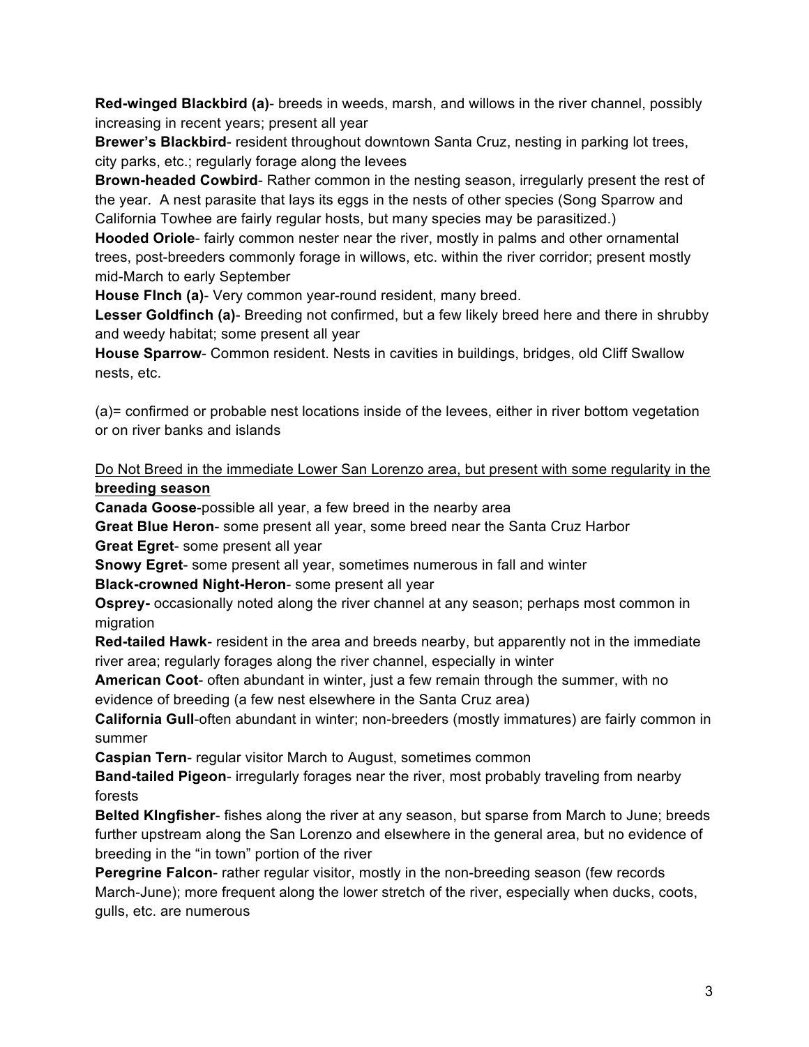**Red-winged Blackbird (a)**- breeds in weeds, marsh, and willows in the river channel, possibly increasing in recent years; present all year

**Brewer's Blackbird**- resident throughout downtown Santa Cruz, nesting in parking lot trees, city parks, etc.; regularly forage along the levees

**Brown-headed Cowbird**- Rather common in the nesting season, irregularly present the rest of the year.  A nest parasite that lays its eggs in the nests of other species (Song Sparrow and California Towhee are fairly regular hosts, but many species may be parasitized.)

**Hooded Oriole**- fairly common nester near the river, mostly in palms and other ornamental trees, post-breeders commonly forage in willows, etc. within the river corridor; present mostly mid-March to early September

**House FInch (a)**- Very common year-round resident, many breed.

**Lesser Goldfinch (a)**- Breeding not confirmed, but a few likely breed here and there in shrubby and weedy habitat; some present all year

**House Sparrow**- Common resident. Nests in cavities in buildings, bridges, old Cliff Swallow nests, etc.

(a)= confirmed or probable nest locations inside of the levees, either in river bottom vegetation or on river banks and islands

<u>Do Not Breed in the immediate Lower San Lorenzo area, but present with some regularity in the **breeding season**</u>

**Canada Goose**-possible all year, a few breed in the nearby area

**Great Blue Heron**- some present all year, some breed near the Santa Cruz Harbor

**Great Egret**- some present all year

**Snowy Egret**- some present all year, sometimes numerous in fall and winter

**Black-crowned Night-Heron**- some present all year

**Osprey-** occasionally noted along the river channel at any season; perhaps most common in migration

**Red-tailed Hawk**- resident in the area and breeds nearby, but apparently not in the immediate river area; regularly forages along the river channel, especially in winter

**American Coot**- often abundant in winter, just a few remain through the summer, with no evidence of breeding (a few nest elsewhere in the Santa Cruz area)

**California Gull**-often abundant in winter; non-breeders (mostly immatures) are fairly common in summer

**Caspian Tern**- regular visitor March to August, sometimes common

**Band-tailed Pigeon**- irregularly forages near the river, most probably traveling from nearby forests

**Belted KIngfisher**- fishes along the river at any season, but sparse from March to June; breeds further upstream along the San Lorenzo and elsewhere in the general area, but no evidence of breeding in the "in town" portion of the river

**Peregrine Falcon**- rather regular visitor, mostly in the non-breeding season (few records March-June); more frequent along the lower stretch of the river, especially when ducks, coots, gulls, etc. are numerous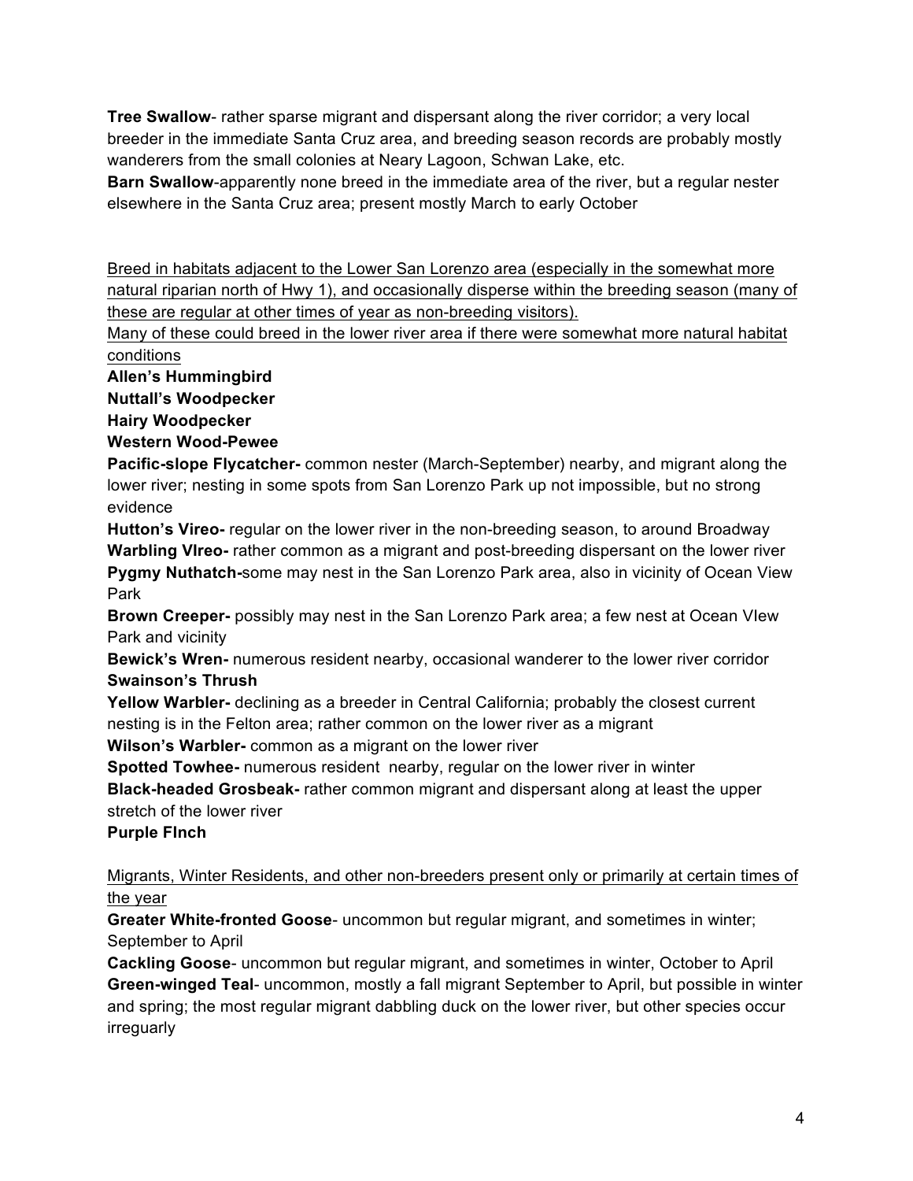**Tree Swallow**- rather sparse migrant and dispersant along the river corridor; a very local breeder in the immediate Santa Cruz area, and breeding season records are probably mostly wanderers from the small colonies at Neary Lagoon, Schwan Lake, etc.

**Barn Swallow**-apparently none breed in the immediate area of the river, but a regular nester elsewhere in the Santa Cruz area; present mostly March to early October

<u>Breed in habitats adjacent to the Lower San Lorenzo area (especially in the somewhat more natural riparian north of Hwy 1), and occasionally disperse within the breeding season (many of these are regular at other times of year as non-breeding visitors).</u>

<u>Many of these could breed in the lower river area if there were somewhat more natural habitat conditions</u>

**Allen's Hummingbird**

**Nuttall's Woodpecker**

**Hairy Woodpecker**

**Western Wood-Pewee**

**Pacific-slope Flycatcher-** common nester (March-September) nearby, and migrant along the lower river; nesting in some spots from San Lorenzo Park up not impossible, but no strong evidence

**Hutton's Vireo-** regular on the lower river in the non-breeding season, to around Broadway

**Warbling VIreo-** rather common as a migrant and post-breeding dispersant on the lower river

**Pygmy Nuthatch-**some may nest in the San Lorenzo Park area, also in vicinity of Ocean View Park

**Brown Creeper-** possibly may nest in the San Lorenzo Park area; a few nest at Ocean VIew Park and vicinity

**Bewick's Wren-** numerous resident nearby, occasional wanderer to the lower river corridor

**Swainson's Thrush**

**Yellow Warbler-** declining as a breeder in Central California; probably the closest current nesting is in the Felton area; rather common on the lower river as a migrant

**Wilson's Warbler-** common as a migrant on the lower river

**Spotted Towhee-** numerous resident nearby, regular on the lower river in winter

**Black-headed Grosbeak-** rather common migrant and dispersant along at least the upper stretch of the lower river

**Purple FInch**

<u>Migrants, Winter Residents, and other non-breeders present only or primarily at certain times of the year</u>

**Greater White-fronted Goose**- uncommon but regular migrant, and sometimes in winter; September to April

**Cackling Goose**- uncommon but regular migrant, and sometimes in winter, October to April

**Green-winged Teal**- uncommon, mostly a fall migrant September to April, but possible in winter and spring; the most regular migrant dabbling duck on the lower river, but other species occur irreguarly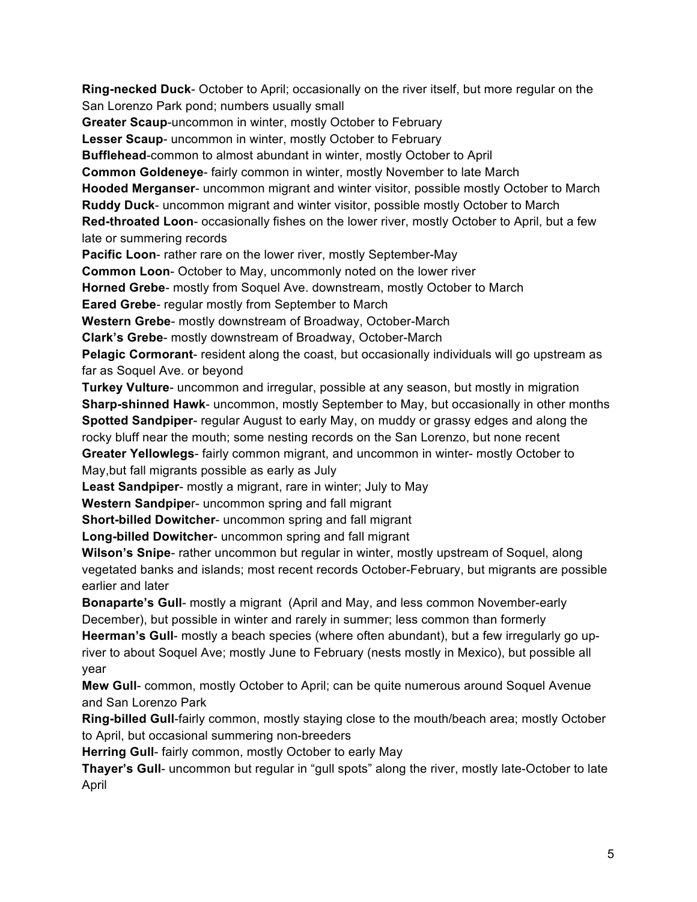**Ring-necked Duck**- October to April; occasionally on the river itself, but more regular on the San Lorenzo Park pond; numbers usually small

**Greater Scaup**-uncommon in winter, mostly October to February

**Lesser Scaup**- uncommon in winter, mostly October to February

**Bufflehead**-common to almost abundant in winter, mostly October to April

**Common Goldeneye**- fairly common in winter, mostly November to late March

**Hooded Merganser**- uncommon migrant and winter visitor, possible mostly October to March

**Ruddy Duck**- uncommon migrant and winter visitor, possible mostly October to March

**Red-throated Loon**- occasionally fishes on the lower river, mostly October to April, but a few late or summering records

**Pacific Loon**- rather rare on the lower river, mostly September-May

**Common Loon**- October to May, uncommonly noted on the lower river

**Horned Grebe**- mostly from Soquel Ave. downstream, mostly October to March

**Eared Grebe**- regular mostly from September to March

**Western Grebe**- mostly downstream of Broadway, October-March

**Clark's Grebe**- mostly downstream of Broadway, October-March

**Pelagic Cormorant**- resident along the coast, but occasionally individuals will go upstream as far as Soquel Ave. or beyond

**Turkey Vulture**- uncommon and irregular, possible at any season, but mostly in migration

**Sharp-shinned Hawk**- uncommon, mostly September to May, but occasionally in other months

**Spotted Sandpiper**- regular August to early May, on muddy or grassy edges and along the rocky bluff near the mouth; some nesting records on the San Lorenzo, but none recent

**Greater Yellowlegs**- fairly common migrant, and uncommon in winter- mostly October to May,but fall migrants possible as early as July

**Least Sandpiper**- mostly a migrant, rare in winter; July to May

**Western Sandpipe**r- uncommon spring and fall migrant

**Short-billed Dowitcher**- uncommon spring and fall migrant

**Long-billed Dowitcher**- uncommon spring and fall migrant

**Wilson's Snipe**- rather uncommon but regular in winter, mostly upstream of Soquel, along vegetated banks and islands; most recent records October-February, but migrants are possible earlier and later

**Bonaparte's Gull**- mostly a migrant (April and May, and less common November-early December), but possible in winter and rarely in summer; less common than formerly

**Heerman's Gull**- mostly a beach species (where often abundant), but a few irregularly go up-river to about Soquel Ave; mostly June to February (nests mostly in Mexico), but possible all year

**Mew Gull**- common, mostly October to April; can be quite numerous around Soquel Avenue and San Lorenzo Park

**Ring-billed Gull**-fairly common, mostly staying close to the mouth/beach area; mostly October to April, but occasional summering non-breeders

**Herring Gull**- fairly common, mostly October to early May

**Thayer's Gull**- uncommon but regular in "gull spots" along the river, mostly late-October to late April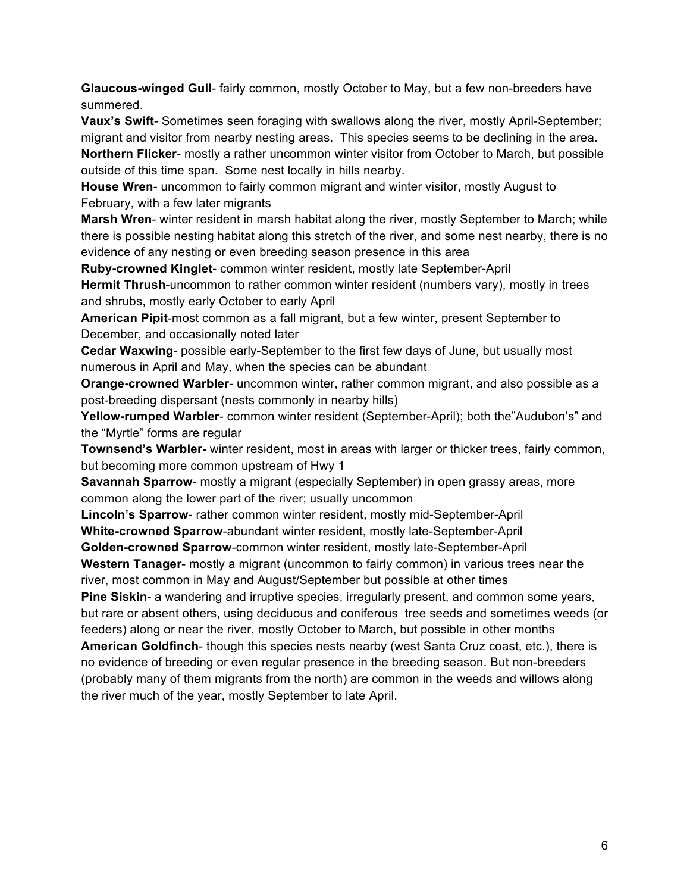**Glaucous-winged Gull**- fairly common, mostly October to May, but a few non-breeders have summered.

**Vaux's Swift**- Sometimes seen foraging with swallows along the river, mostly April-September; migrant and visitor from nearby nesting areas. This species seems to be declining in the area.

**Northern Flicker**- mostly a rather uncommon winter visitor from October to March, but possible outside of this time span. Some nest locally in hills nearby.

**House Wren**- uncommon to fairly common migrant and winter visitor, mostly August to February, with a few later migrants

**Marsh Wren**- winter resident in marsh habitat along the river, mostly September to March; while there is possible nesting habitat along this stretch of the river, and some nest nearby, there is no evidence of any nesting or even breeding season presence in this area

**Ruby-crowned Kinglet**- common winter resident, mostly late September-April

**Hermit Thrush**-uncommon to rather common winter resident (numbers vary), mostly in trees and shrubs, mostly early October to early April

**American Pipit**-most common as a fall migrant, but a few winter, present September to December, and occasionally noted later

**Cedar Waxwing**- possible early-September to the first few days of June, but usually most numerous in April and May, when the species can be abundant

**Orange-crowned Warbler**- uncommon winter, rather common migrant, and also possible as a post-breeding dispersant (nests commonly in nearby hills)

**Yellow-rumped Warbler**- common winter resident (September-April); both the"Audubon's" and the "Myrtle" forms are regular

**Townsend's Warbler-** winter resident, most in areas with larger or thicker trees, fairly common, but becoming more common upstream of Hwy 1

**Savannah Sparrow**- mostly a migrant (especially September) in open grassy areas, more common along the lower part of the river; usually uncommon

**Lincoln's Sparrow**- rather common winter resident, mostly mid-September-April

**White-crowned Sparrow**-abundant winter resident, mostly late-September-April

**Golden-crowned Sparrow**-common winter resident, mostly late-September-April

**Western Tanager**- mostly a migrant (uncommon to fairly common) in various trees near the river, most common in May and August/September but possible at other times

**Pine Siskin**- a wandering and irruptive species, irregularly present, and common some years, but rare or absent others, using deciduous and coniferous tree seeds and sometimes weeds (or feeders) along or near the river, mostly October to March, but possible in other months

**American Goldfinch**- though this species nests nearby (west Santa Cruz coast, etc.), there is no evidence of breeding or even regular presence in the breeding season. But non-breeders (probably many of them migrants from the north) are common in the weeds and willows along the river much of the year, mostly September to late April.